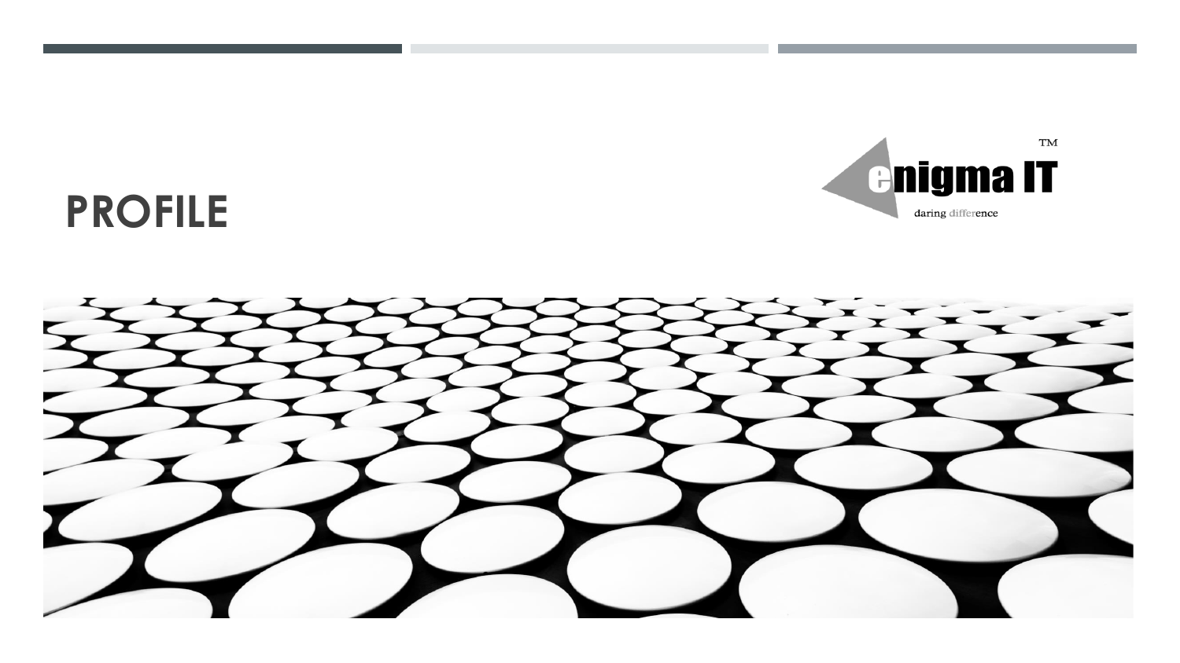# PROFILE

enigma IT™

daring difference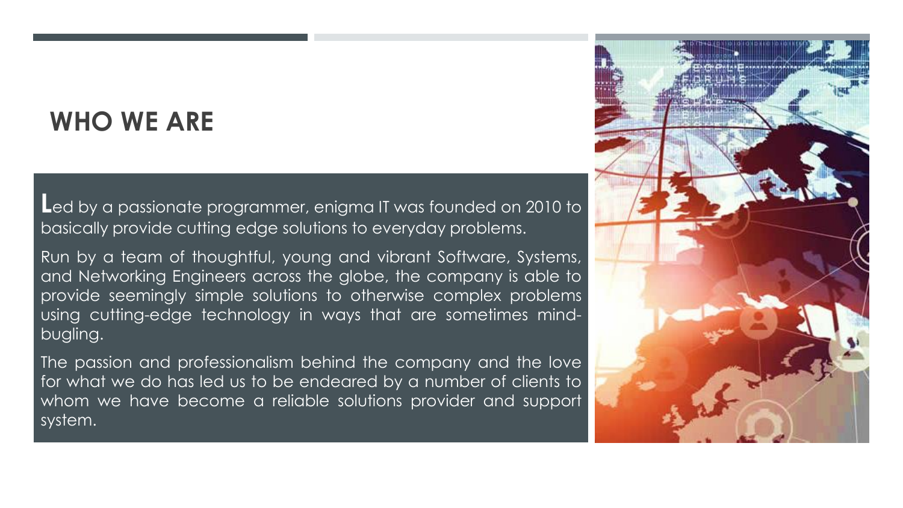## WHO WE ARE

**L**ed by a passionate programmer, enigma IT was founded on 2010 to basically provide cutting edge solutions to everyday problems.

Run by a team of thoughtful, young and vibrant Software, Systems, and Networking Engineers across the globe, the company is able to provide seemingly simple solutions to otherwise complex problems using cutting-edge technology in ways that are sometimes mind-bugling.

The passion and professionalism behind the company and the love for what we do has led us to be endeared by a number of clients to whom we have become a reliable solutions provider and support system.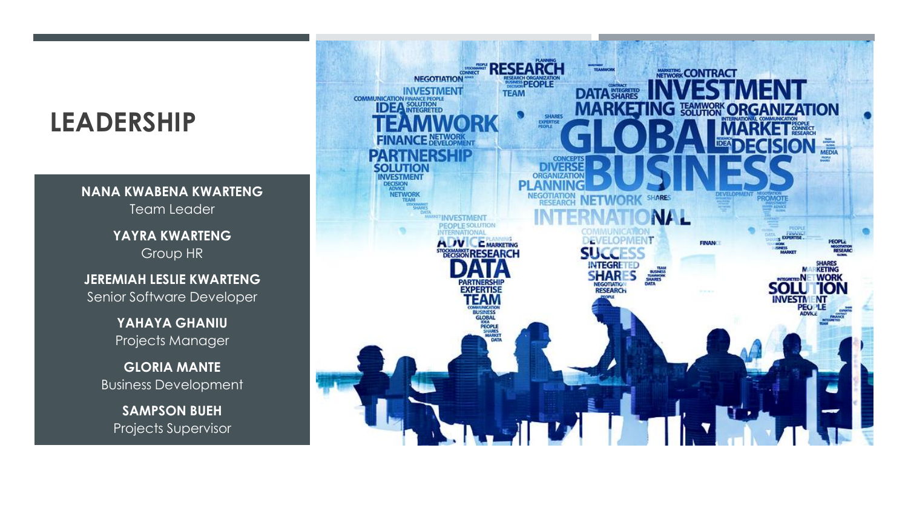# LEADERSHIP

**NANA KWABENA KWARTENG**
Team Leader

**YAYRA KWARTENG**
Group HR

**JEREMIAH LESLIE KWARTENG**
Senior Software Developer

**YAHAYA GHANIU**
Projects Manager

**GLORIA MANTE**
Business Development

**SAMPSON BUEH**
Projects Supervisor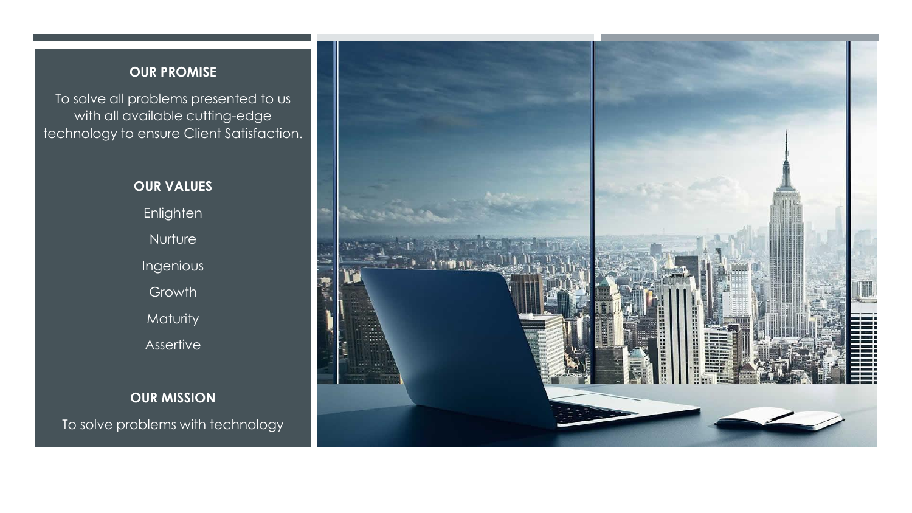## OUR PROMISE

To solve all problems presented to us with all available cutting-edge technology to ensure Client Satisfaction.

## OUR VALUES

Enlighten

Nurture

Ingenious

Growth

Maturity

Assertive

## OUR MISSION

To solve problems with technology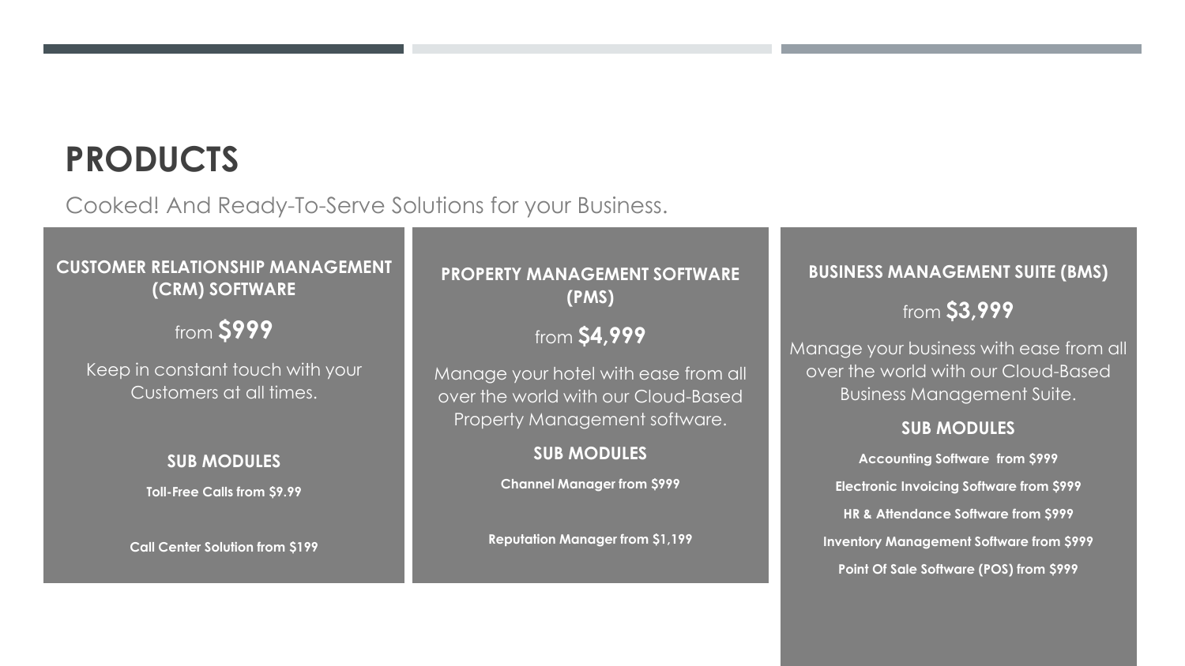# PRODUCTS

Cooked! And Ready-To-Serve Solutions for your Business.

## CUSTOMER RELATIONSHIP MANAGEMENT (CRM) SOFTWARE

from **$999**

Keep in constant touch with your Customers at all times.

### SUB MODULES

**Toll-Free Calls from $9.99**

**Call Center Solution from $199**

## PROPERTY MANAGEMENT SOFTWARE (PMS)

from **$4,999**

Manage your hotel with ease from all over the world with our Cloud-Based Property Management software.

### SUB MODULES

**Channel Manager from $999**

**Reputation Manager from $1,199**

## BUSINESS MANAGEMENT SUITE (BMS)

from **$3,999**

Manage your business with ease from all over the world with our Cloud-Based Business Management Suite.

### SUB MODULES

**Accounting Software from $999**

**Electronic Invoicing Software from $999**

**HR & Attendance Software from $999**

**Inventory Management Software from $999**

**Point Of Sale Software (POS) from $999**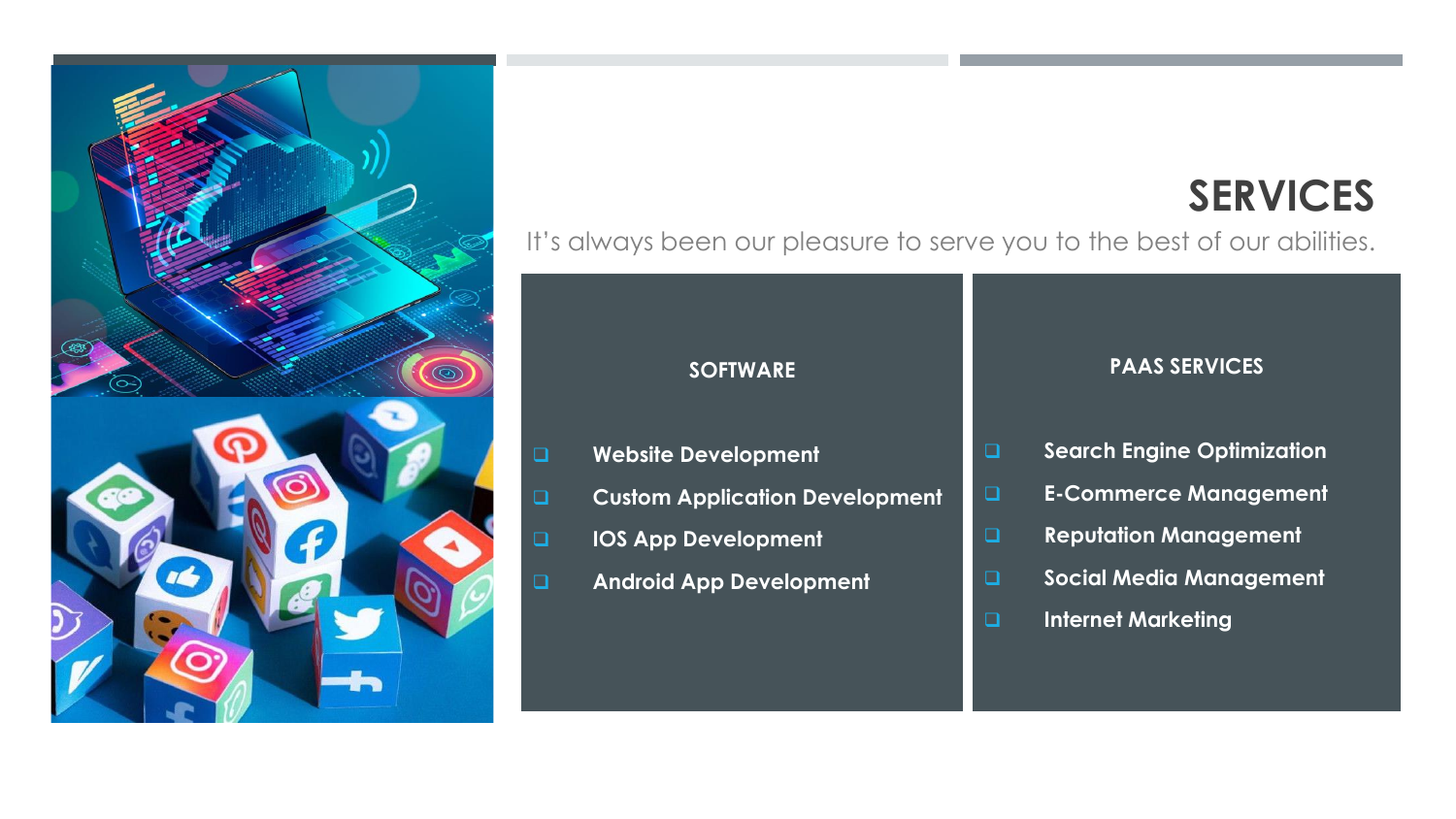# SERVICES

It's always been our pleasure to serve you to the best of our abilities.

### SOFTWARE

- Website Development
- Custom Application Development
- IOS App Development
- Android App Development

### PAAS SERVICES

- Search Engine Optimization
- E-Commerce Management
- Reputation Management
- Social Media Management
- Internet Marketing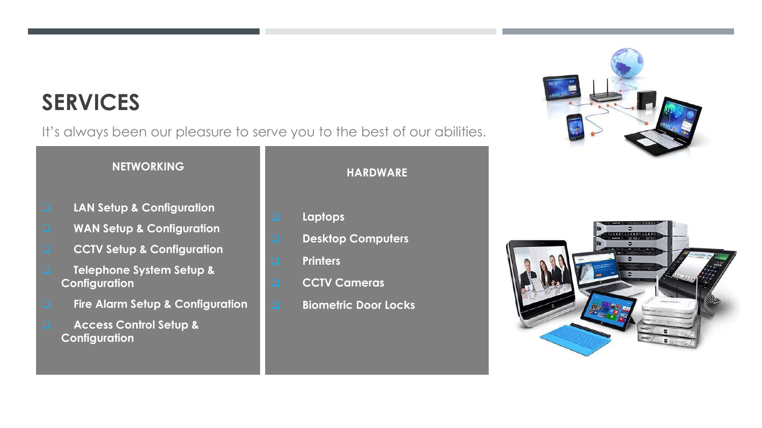# SERVICES

It's always been our pleasure to serve you to the best of our abilities.

**NETWORKING**

- **LAN Setup & Configuration**
- **WAN Setup & Configuration**
- **CCTV Setup & Configuration**
- **Telephone System Setup & Configuration**
- **Fire Alarm Setup & Configuration**
- **Access Control Setup & Configuration**

**HARDWARE**

- **Laptops**
- **Desktop Computers**
- **Printers**
- **CCTV Cameras**
- **Biometric Door Locks**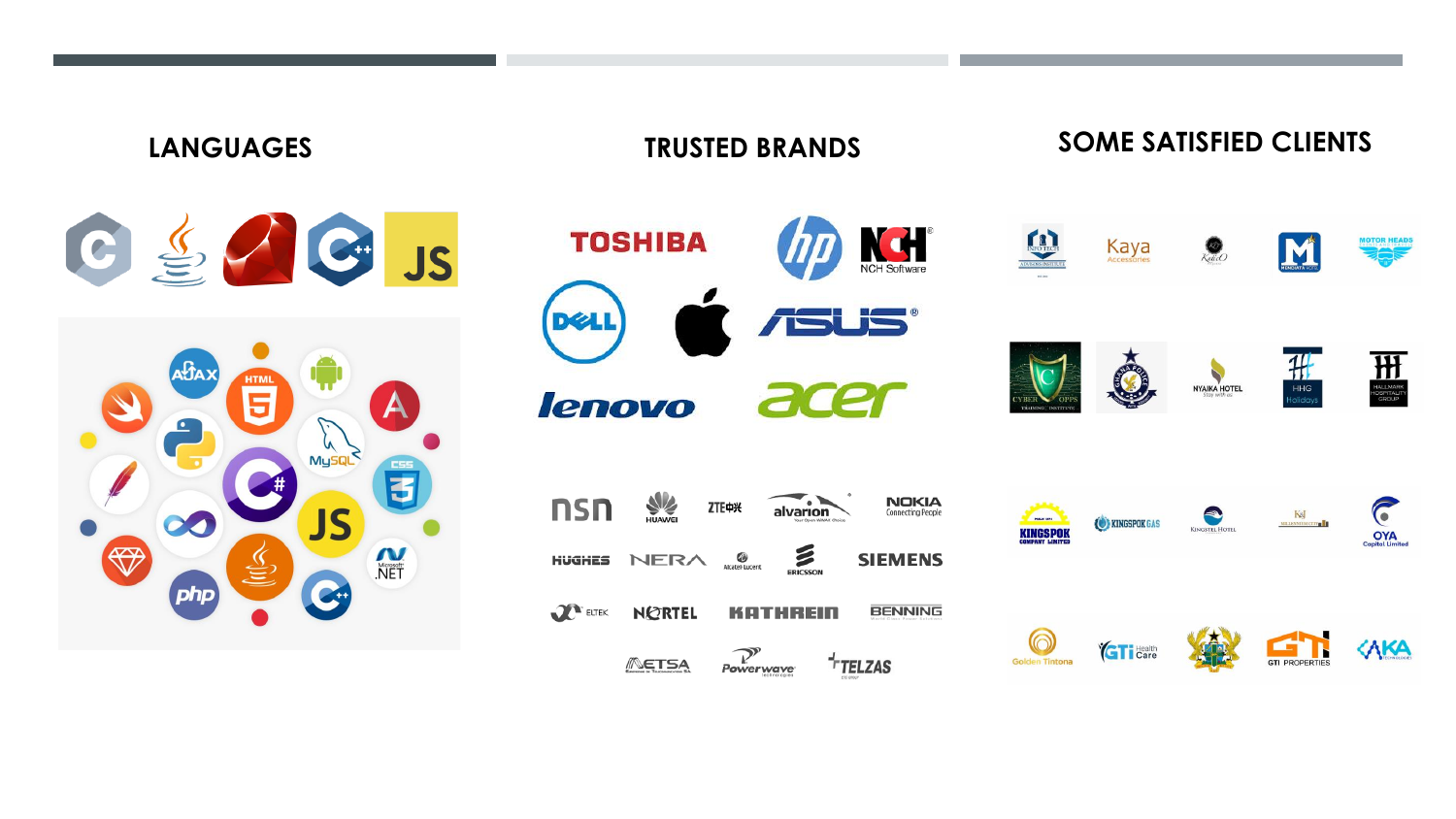## LANGUAGES

## TRUSTED BRANDS

## SOME SATISFIED CLIENTS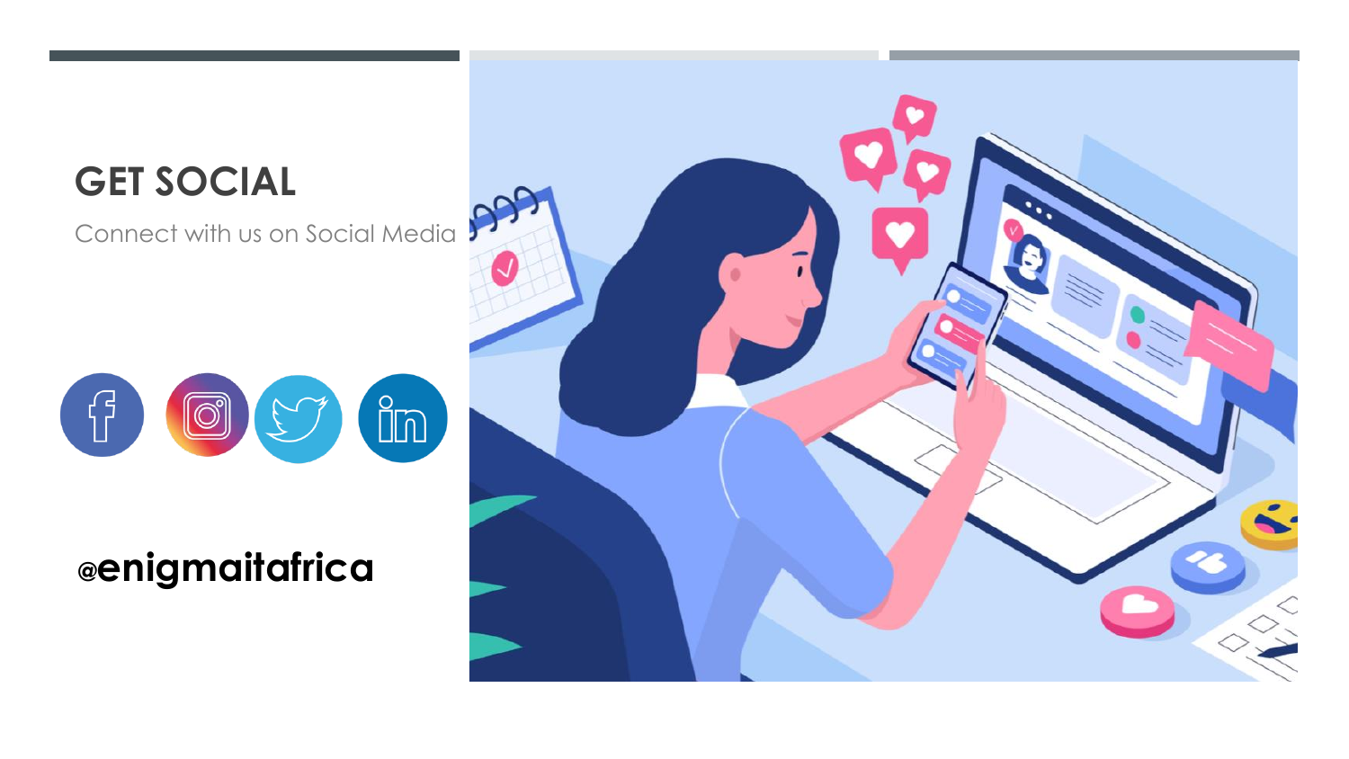# GET SOCIAL

Connect with us on Social Media

**@enigmaitafrica**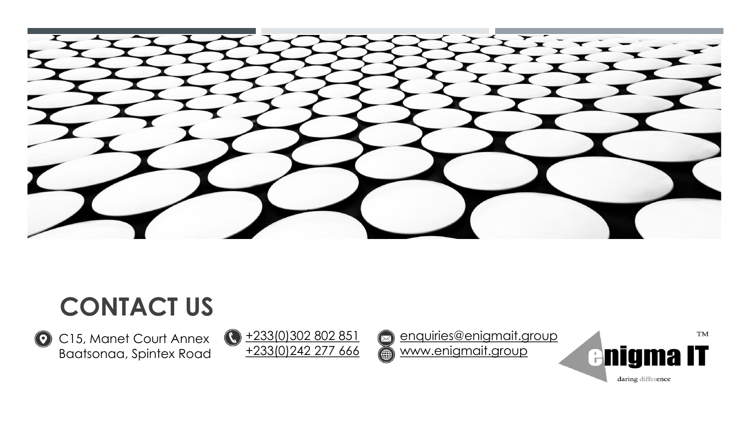## CONTACT US

C15, Manet Court Annex
Baatsonaa, Spintex Road

+233(0)302 802 851
+233(0)242 277 666

enquiries@enigmait.group
www.enigmait.group

enigma IT™
daring difference